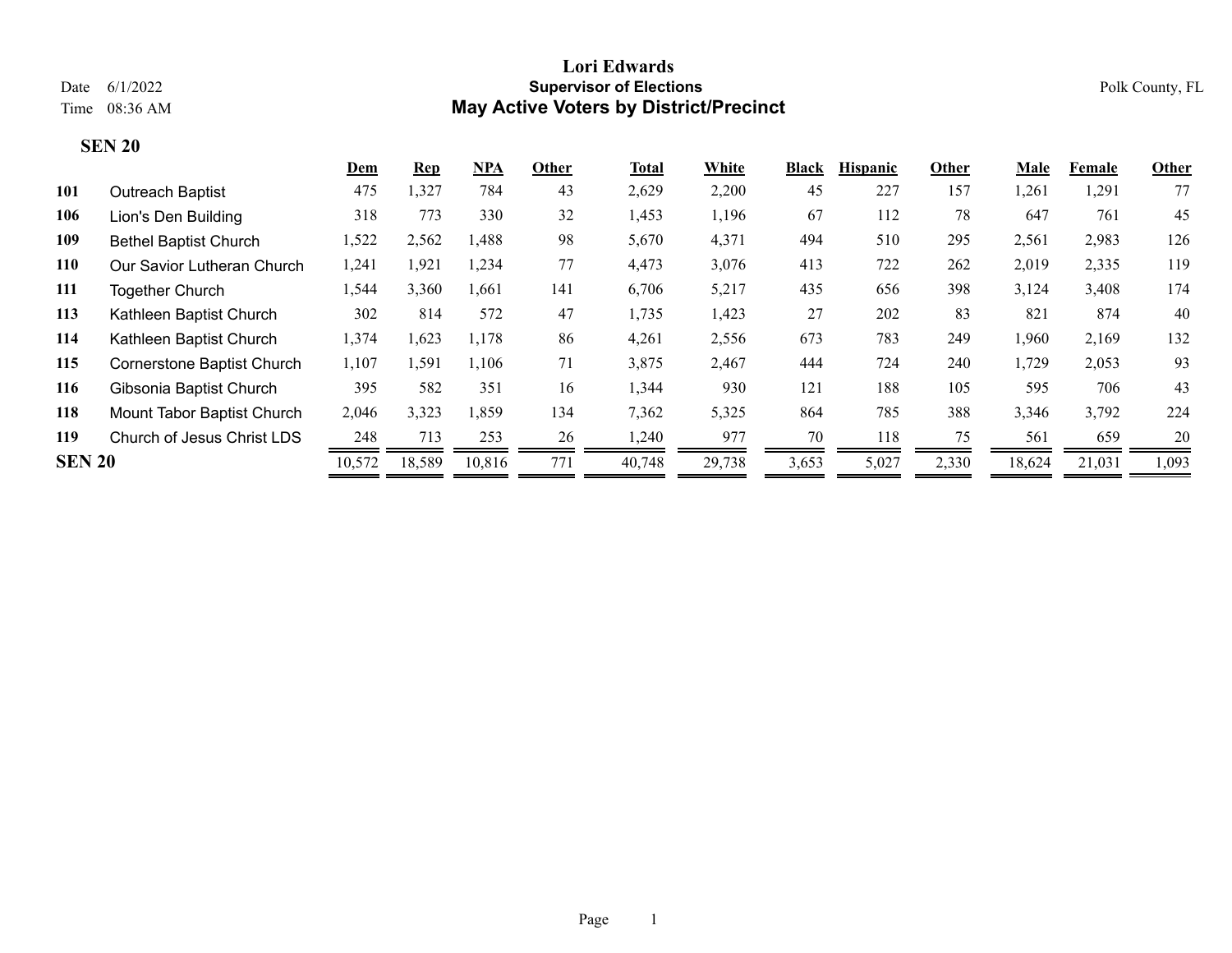# Lori Edwards

## Supervisor of Elections

## May Active Voters by District/Precinct

Date 6/1/2022
Time 08:36 AM

Polk County, FL

### SEN 20

| | | Dem | Rep | NPA | Other | Total | White | Black | Hispanic | Other | Male | Female | Other |
|---|---|---|---|---|---|---|---|---|---|---|---|---|---|
| 101 | Outreach Baptist | 475 | 1,327 | 784 | 43 | 2,629 | 2,200 | 45 | 227 | 157 | 1,261 | 1,291 | 77 |
| 106 | Lion's Den Building | 318 | 773 | 330 | 32 | 1,453 | 1,196 | 67 | 112 | 78 | 647 | 761 | 45 |
| 109 | Bethel Baptist Church | 1,522 | 2,562 | 1,488 | 98 | 5,670 | 4,371 | 494 | 510 | 295 | 2,561 | 2,983 | 126 |
| 110 | Our Savior Lutheran Church | 1,241 | 1,921 | 1,234 | 77 | 4,473 | 3,076 | 413 | 722 | 262 | 2,019 | 2,335 | 119 |
| 111 | Together Church | 1,544 | 3,360 | 1,661 | 141 | 6,706 | 5,217 | 435 | 656 | 398 | 3,124 | 3,408 | 174 |
| 113 | Kathleen Baptist Church | 302 | 814 | 572 | 47 | 1,735 | 1,423 | 27 | 202 | 83 | 821 | 874 | 40 |
| 114 | Kathleen Baptist Church | 1,374 | 1,623 | 1,178 | 86 | 4,261 | 2,556 | 673 | 783 | 249 | 1,960 | 2,169 | 132 |
| 115 | Cornerstone Baptist Church | 1,107 | 1,591 | 1,106 | 71 | 3,875 | 2,467 | 444 | 724 | 240 | 1,729 | 2,053 | 93 |
| 116 | Gibsonia Baptist Church | 395 | 582 | 351 | 16 | 1,344 | 930 | 121 | 188 | 105 | 595 | 706 | 43 |
| 118 | Mount Tabor Baptist Church | 2,046 | 3,323 | 1,859 | 134 | 7,362 | 5,325 | 864 | 785 | 388 | 3,346 | 3,792 | 224 |
| 119 | Church of Jesus Christ LDS | 248 | 713 | 253 | 26 | 1,240 | 977 | 70 | 118 | 75 | 561 | 659 | 20 |
| **SEN 20** | | 10,572 | 18,589 | 10,816 | 771 | 40,748 | 29,738 | 3,653 | 5,027 | 2,330 | 18,624 | 21,031 | 1,093 |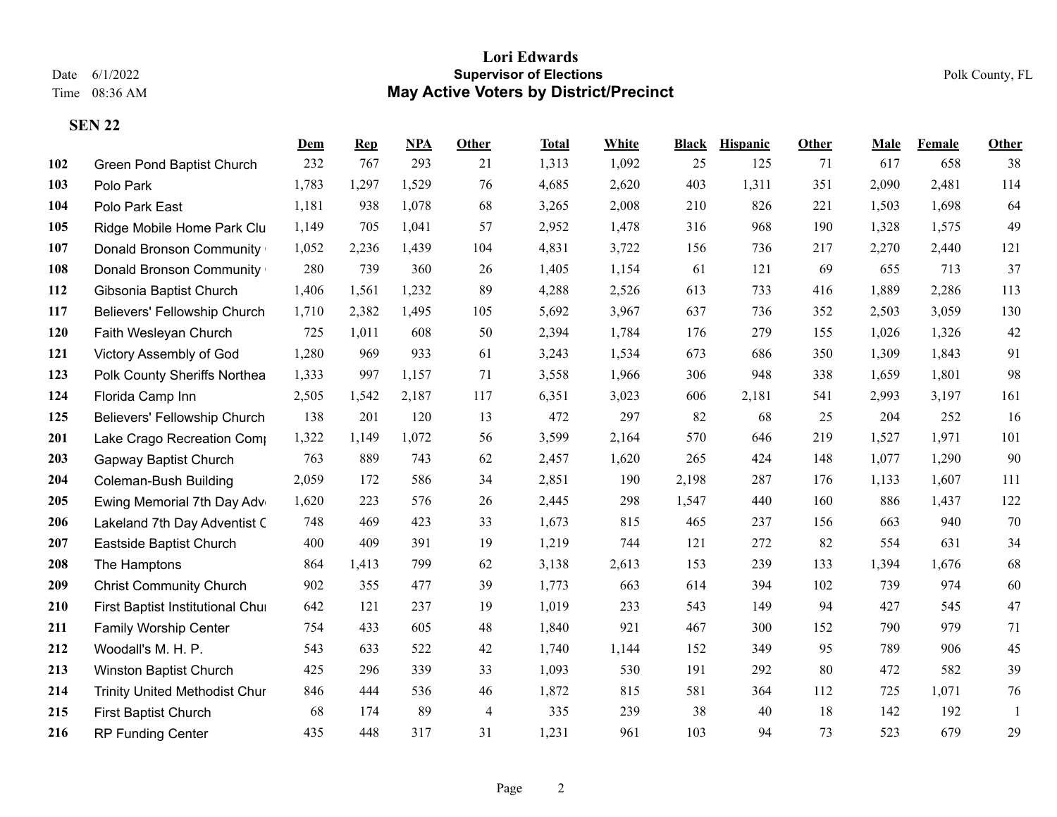# Lori Edwards
## Supervisor of Elections
## May Active Voters by District/Precinct

Date 6/1/2022
Time 08:36 AM

Polk County, FL

**SEN 22**

| | | Dem | Rep | NPA | Other | Total | White | Black | Hispanic | Other | Male | Female | Other |
|---|---|---|---|---|---|---|---|---|---|---|---|---|---|
| 102 | Green Pond Baptist Church | 232 | 767 | 293 | 21 | 1,313 | 1,092 | 25 | 125 | 71 | 617 | 658 | 38 |
| 103 | Polo Park | 1,783 | 1,297 | 1,529 | 76 | 4,685 | 2,620 | 403 | 1,311 | 351 | 2,090 | 2,481 | 114 |
| 104 | Polo Park East | 1,181 | 938 | 1,078 | 68 | 3,265 | 2,008 | 210 | 826 | 221 | 1,503 | 1,698 | 64 |
| 105 | Ridge Mobile Home Park Clu | 1,149 | 705 | 1,041 | 57 | 2,952 | 1,478 | 316 | 968 | 190 | 1,328 | 1,575 | 49 |
| 107 | Donald Bronson Community | 1,052 | 2,236 | 1,439 | 104 | 4,831 | 3,722 | 156 | 736 | 217 | 2,270 | 2,440 | 121 |
| 108 | Donald Bronson Community | 280 | 739 | 360 | 26 | 1,405 | 1,154 | 61 | 121 | 69 | 655 | 713 | 37 |
| 112 | Gibsonia Baptist Church | 1,406 | 1,561 | 1,232 | 89 | 4,288 | 2,526 | 613 | 733 | 416 | 1,889 | 2,286 | 113 |
| 117 | Believers' Fellowship Church | 1,710 | 2,382 | 1,495 | 105 | 5,692 | 3,967 | 637 | 736 | 352 | 2,503 | 3,059 | 130 |
| 120 | Faith Wesleyan Church | 725 | 1,011 | 608 | 50 | 2,394 | 1,784 | 176 | 279 | 155 | 1,026 | 1,326 | 42 |
| 121 | Victory Assembly of God | 1,280 | 969 | 933 | 61 | 3,243 | 1,534 | 673 | 686 | 350 | 1,309 | 1,843 | 91 |
| 123 | Polk County Sheriffs Northea | 1,333 | 997 | 1,157 | 71 | 3,558 | 1,966 | 306 | 948 | 338 | 1,659 | 1,801 | 98 |
| 124 | Florida Camp Inn | 2,505 | 1,542 | 2,187 | 117 | 6,351 | 3,023 | 606 | 2,181 | 541 | 2,993 | 3,197 | 161 |
| 125 | Believers' Fellowship Church | 138 | 201 | 120 | 13 | 472 | 297 | 82 | 68 | 25 | 204 | 252 | 16 |
| 201 | Lake Crago Recreation Comp | 1,322 | 1,149 | 1,072 | 56 | 3,599 | 2,164 | 570 | 646 | 219 | 1,527 | 1,971 | 101 |
| 203 | Gapway Baptist Church | 763 | 889 | 743 | 62 | 2,457 | 1,620 | 265 | 424 | 148 | 1,077 | 1,290 | 90 |
| 204 | Coleman-Bush Building | 2,059 | 172 | 586 | 34 | 2,851 | 190 | 2,198 | 287 | 176 | 1,133 | 1,607 | 111 |
| 205 | Ewing Memorial 7th Day Adv | 1,620 | 223 | 576 | 26 | 2,445 | 298 | 1,547 | 440 | 160 | 886 | 1,437 | 122 |
| 206 | Lakeland 7th Day Adventist C | 748 | 469 | 423 | 33 | 1,673 | 815 | 465 | 237 | 156 | 663 | 940 | 70 |
| 207 | Eastside Baptist Church | 400 | 409 | 391 | 19 | 1,219 | 744 | 121 | 272 | 82 | 554 | 631 | 34 |
| 208 | The Hamptons | 864 | 1,413 | 799 | 62 | 3,138 | 2,613 | 153 | 239 | 133 | 1,394 | 1,676 | 68 |
| 209 | Christ Community Church | 902 | 355 | 477 | 39 | 1,773 | 663 | 614 | 394 | 102 | 739 | 974 | 60 |
| 210 | First Baptist Institutional Chur | 642 | 121 | 237 | 19 | 1,019 | 233 | 543 | 149 | 94 | 427 | 545 | 47 |
| 211 | Family Worship Center | 754 | 433 | 605 | 48 | 1,840 | 921 | 467 | 300 | 152 | 790 | 979 | 71 |
| 212 | Woodall's M. H. P. | 543 | 633 | 522 | 42 | 1,740 | 1,144 | 152 | 349 | 95 | 789 | 906 | 45 |
| 213 | Winston Baptist Church | 425 | 296 | 339 | 33 | 1,093 | 530 | 191 | 292 | 80 | 472 | 582 | 39 |
| 214 | Trinity United Methodist Chur | 846 | 444 | 536 | 46 | 1,872 | 815 | 581 | 364 | 112 | 725 | 1,071 | 76 |
| 215 | First Baptist Church | 68 | 174 | 89 | 4 | 335 | 239 | 38 | 40 | 18 | 142 | 192 | 1 |
| 216 | RP Funding Center | 435 | 448 | 317 | 31 | 1,231 | 961 | 103 | 94 | 73 | 523 | 679 | 29 |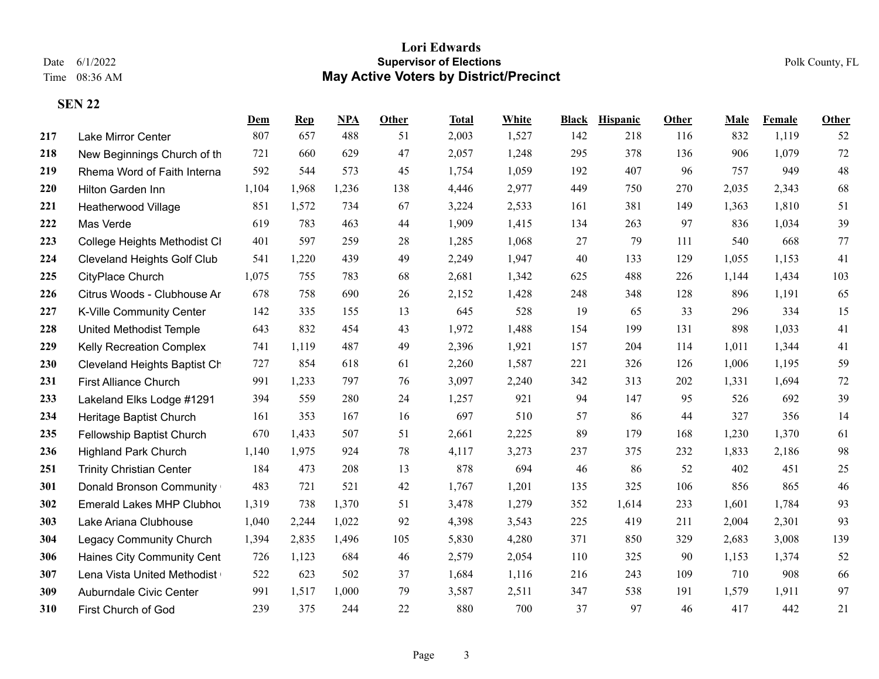# Lori Edwards

## Supervisor of Elections

## May Active Voters by District/Precinct

Date 6/1/2022
Time 08:36 AM

Polk County, FL

### SEN 22

| | | Dem | Rep | NPA | Other | Total | White | Black | Hispanic | Other | Male | Female | Other |
|---|---|---|---|---|---|---|---|---|---|---|---|---|---|
| 217 | Lake Mirror Center | 807 | 657 | 488 | 51 | 2,003 | 1,527 | 142 | 218 | 116 | 832 | 1,119 | 52 |
| 218 | New Beginnings Church of th | 721 | 660 | 629 | 47 | 2,057 | 1,248 | 295 | 378 | 136 | 906 | 1,079 | 72 |
| 219 | Rhema Word of Faith Interna | 592 | 544 | 573 | 45 | 1,754 | 1,059 | 192 | 407 | 96 | 757 | 949 | 48 |
| 220 | Hilton Garden Inn | 1,104 | 1,968 | 1,236 | 138 | 4,446 | 2,977 | 449 | 750 | 270 | 2,035 | 2,343 | 68 |
| 221 | Heatherwood Village | 851 | 1,572 | 734 | 67 | 3,224 | 2,533 | 161 | 381 | 149 | 1,363 | 1,810 | 51 |
| 222 | Mas Verde | 619 | 783 | 463 | 44 | 1,909 | 1,415 | 134 | 263 | 97 | 836 | 1,034 | 39 |
| 223 | College Heights Methodist Cl | 401 | 597 | 259 | 28 | 1,285 | 1,068 | 27 | 79 | 111 | 540 | 668 | 77 |
| 224 | Cleveland Heights Golf Club | 541 | 1,220 | 439 | 49 | 2,249 | 1,947 | 40 | 133 | 129 | 1,055 | 1,153 | 41 |
| 225 | CityPlace Church | 1,075 | 755 | 783 | 68 | 2,681 | 1,342 | 625 | 488 | 226 | 1,144 | 1,434 | 103 |
| 226 | Citrus Woods - Clubhouse Ar | 678 | 758 | 690 | 26 | 2,152 | 1,428 | 248 | 348 | 128 | 896 | 1,191 | 65 |
| 227 | K-Ville Community Center | 142 | 335 | 155 | 13 | 645 | 528 | 19 | 65 | 33 | 296 | 334 | 15 |
| 228 | United Methodist Temple | 643 | 832 | 454 | 43 | 1,972 | 1,488 | 154 | 199 | 131 | 898 | 1,033 | 41 |
| 229 | Kelly Recreation Complex | 741 | 1,119 | 487 | 49 | 2,396 | 1,921 | 157 | 204 | 114 | 1,011 | 1,344 | 41 |
| 230 | Cleveland Heights Baptist Ch | 727 | 854 | 618 | 61 | 2,260 | 1,587 | 221 | 326 | 126 | 1,006 | 1,195 | 59 |
| 231 | First Alliance Church | 991 | 1,233 | 797 | 76 | 3,097 | 2,240 | 342 | 313 | 202 | 1,331 | 1,694 | 72 |
| 233 | Lakeland Elks Lodge #1291 | 394 | 559 | 280 | 24 | 1,257 | 921 | 94 | 147 | 95 | 526 | 692 | 39 |
| 234 | Heritage Baptist Church | 161 | 353 | 167 | 16 | 697 | 510 | 57 | 86 | 44 | 327 | 356 | 14 |
| 235 | Fellowship Baptist Church | 670 | 1,433 | 507 | 51 | 2,661 | 2,225 | 89 | 179 | 168 | 1,230 | 1,370 | 61 |
| 236 | Highland Park Church | 1,140 | 1,975 | 924 | 78 | 4,117 | 3,273 | 237 | 375 | 232 | 1,833 | 2,186 | 98 |
| 251 | Trinity Christian Center | 184 | 473 | 208 | 13 | 878 | 694 | 46 | 86 | 52 | 402 | 451 | 25 |
| 301 | Donald Bronson Community | 483 | 721 | 521 | 42 | 1,767 | 1,201 | 135 | 325 | 106 | 856 | 865 | 46 |
| 302 | Emerald Lakes MHP Clubhou | 1,319 | 738 | 1,370 | 51 | 3,478 | 1,279 | 352 | 1,614 | 233 | 1,601 | 1,784 | 93 |
| 303 | Lake Ariana Clubhouse | 1,040 | 2,244 | 1,022 | 92 | 4,398 | 3,543 | 225 | 419 | 211 | 2,004 | 2,301 | 93 |
| 304 | Legacy Community Church | 1,394 | 2,835 | 1,496 | 105 | 5,830 | 4,280 | 371 | 850 | 329 | 2,683 | 3,008 | 139 |
| 306 | Haines City Community Cent | 726 | 1,123 | 684 | 46 | 2,579 | 2,054 | 110 | 325 | 90 | 1,153 | 1,374 | 52 |
| 307 | Lena Vista United Methodist | 522 | 623 | 502 | 37 | 1,684 | 1,116 | 216 | 243 | 109 | 710 | 908 | 66 |
| 309 | Auburndale Civic Center | 991 | 1,517 | 1,000 | 79 | 3,587 | 2,511 | 347 | 538 | 191 | 1,579 | 1,911 | 97 |
| 310 | First Church of God | 239 | 375 | 244 | 22 | 880 | 700 | 37 | 97 | 46 | 417 | 442 | 21 |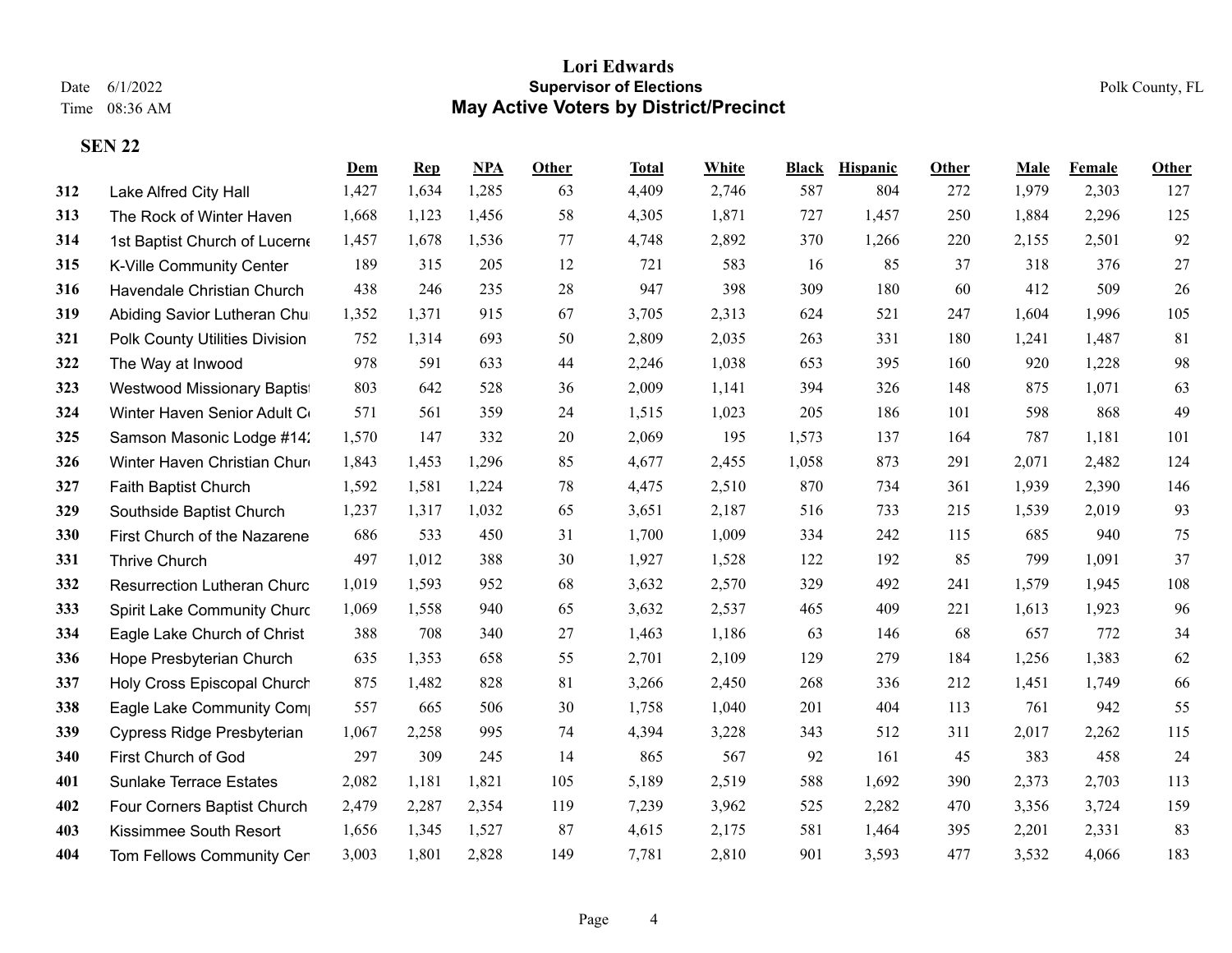# Lori Edwards

**Supervisor of Elections**

**May Active Voters by District/Precinct**

Date 6/1/2022
Time 08:36 AM

Polk County, FL

**SEN 22**

| | | Dem | Rep | NPA | Other | Total | White | Black | Hispanic | Other | Male | Female | Other |
|---|---|---|---|---|---|---|---|---|---|---|---|---|---|
| 312 | Lake Alfred City Hall | 1,427 | 1,634 | 1,285 | 63 | 4,409 | 2,746 | 587 | 804 | 272 | 1,979 | 2,303 | 127 |
| 313 | The Rock of Winter Haven | 1,668 | 1,123 | 1,456 | 58 | 4,305 | 1,871 | 727 | 1,457 | 250 | 1,884 | 2,296 | 125 |
| 314 | 1st Baptist Church of Lucerne | 1,457 | 1,678 | 1,536 | 77 | 4,748 | 2,892 | 370 | 1,266 | 220 | 2,155 | 2,501 | 92 |
| 315 | K-Ville Community Center | 189 | 315 | 205 | 12 | 721 | 583 | 16 | 85 | 37 | 318 | 376 | 27 |
| 316 | Havendale Christian Church | 438 | 246 | 235 | 28 | 947 | 398 | 309 | 180 | 60 | 412 | 509 | 26 |
| 319 | Abiding Savior Lutheran Chu | 1,352 | 1,371 | 915 | 67 | 3,705 | 2,313 | 624 | 521 | 247 | 1,604 | 1,996 | 105 |
| 321 | Polk County Utilities Division | 752 | 1,314 | 693 | 50 | 2,809 | 2,035 | 263 | 331 | 180 | 1,241 | 1,487 | 81 |
| 322 | The Way at Inwood | 978 | 591 | 633 | 44 | 2,246 | 1,038 | 653 | 395 | 160 | 920 | 1,228 | 98 |
| 323 | Westwood Missionary Baptist | 803 | 642 | 528 | 36 | 2,009 | 1,141 | 394 | 326 | 148 | 875 | 1,071 | 63 |
| 324 | Winter Haven Senior Adult C | 571 | 561 | 359 | 24 | 1,515 | 1,023 | 205 | 186 | 101 | 598 | 868 | 49 |
| 325 | Samson Masonic Lodge #142 | 1,570 | 147 | 332 | 20 | 2,069 | 195 | 1,573 | 137 | 164 | 787 | 1,181 | 101 |
| 326 | Winter Haven Christian Chur | 1,843 | 1,453 | 1,296 | 85 | 4,677 | 2,455 | 1,058 | 873 | 291 | 2,071 | 2,482 | 124 |
| 327 | Faith Baptist Church | 1,592 | 1,581 | 1,224 | 78 | 4,475 | 2,510 | 870 | 734 | 361 | 1,939 | 2,390 | 146 |
| 329 | Southside Baptist Church | 1,237 | 1,317 | 1,032 | 65 | 3,651 | 2,187 | 516 | 733 | 215 | 1,539 | 2,019 | 93 |
| 330 | First Church of the Nazarene | 686 | 533 | 450 | 31 | 1,700 | 1,009 | 334 | 242 | 115 | 685 | 940 | 75 |
| 331 | Thrive Church | 497 | 1,012 | 388 | 30 | 1,927 | 1,528 | 122 | 192 | 85 | 799 | 1,091 | 37 |
| 332 | Resurrection Lutheran Churc | 1,019 | 1,593 | 952 | 68 | 3,632 | 2,570 | 329 | 492 | 241 | 1,579 | 1,945 | 108 |
| 333 | Spirit Lake Community Churc | 1,069 | 1,558 | 940 | 65 | 3,632 | 2,537 | 465 | 409 | 221 | 1,613 | 1,923 | 96 |
| 334 | Eagle Lake Church of Christ | 388 | 708 | 340 | 27 | 1,463 | 1,186 | 63 | 146 | 68 | 657 | 772 | 34 |
| 336 | Hope Presbyterian Church | 635 | 1,353 | 658 | 55 | 2,701 | 2,109 | 129 | 279 | 184 | 1,256 | 1,383 | 62 |
| 337 | Holy Cross Episcopal Church | 875 | 1,482 | 828 | 81 | 3,266 | 2,450 | 268 | 336 | 212 | 1,451 | 1,749 | 66 |
| 338 | Eagle Lake Community Com | 557 | 665 | 506 | 30 | 1,758 | 1,040 | 201 | 404 | 113 | 761 | 942 | 55 |
| 339 | Cypress Ridge Presbyterian | 1,067 | 2,258 | 995 | 74 | 4,394 | 3,228 | 343 | 512 | 311 | 2,017 | 2,262 | 115 |
| 340 | First Church of God | 297 | 309 | 245 | 14 | 865 | 567 | 92 | 161 | 45 | 383 | 458 | 24 |
| 401 | Sunlake Terrace Estates | 2,082 | 1,181 | 1,821 | 105 | 5,189 | 2,519 | 588 | 1,692 | 390 | 2,373 | 2,703 | 113 |
| 402 | Four Corners Baptist Church | 2,479 | 2,287 | 2,354 | 119 | 7,239 | 3,962 | 525 | 2,282 | 470 | 3,356 | 3,724 | 159 |
| 403 | Kissimmee South Resort | 1,656 | 1,345 | 1,527 | 87 | 4,615 | 2,175 | 581 | 1,464 | 395 | 2,201 | 2,331 | 83 |
| 404 | Tom Fellows Community Cen | 3,003 | 1,801 | 2,828 | 149 | 7,781 | 2,810 | 901 | 3,593 | 477 | 3,532 | 4,066 | 183 |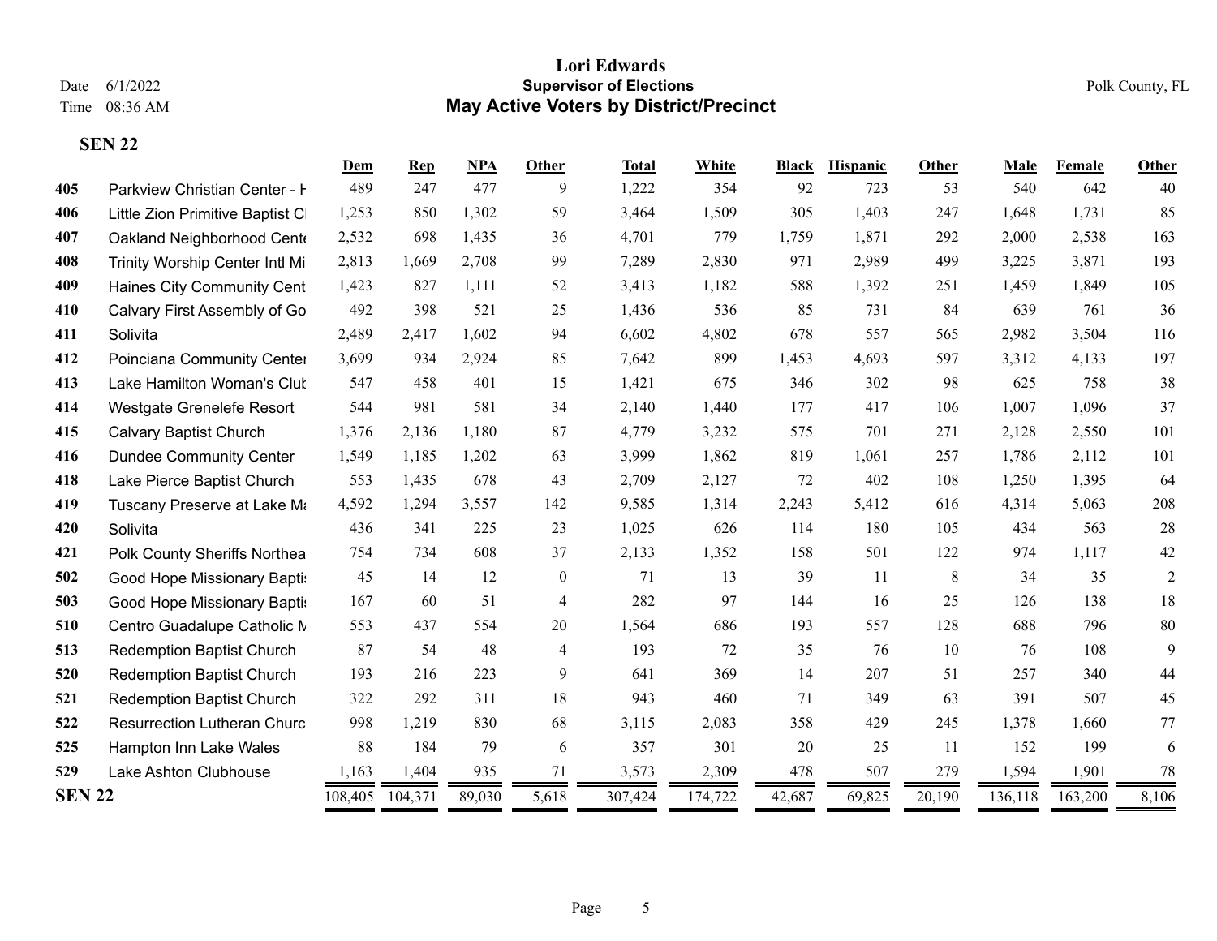# Lori Edwards

## Supervisor of Elections

## May Active Voters by District/Precinct

Date 6/1/2022
Time 08:36 AM

Polk County, FL

**SEN 22**

| | | Dem | Rep | NPA | Other | Total | White | Black | Hispanic | Other | Male | Female | Other |
|---|---|---|---|---|---|---|---|---|---|---|---|---|---|
| 405 | Parkview Christian Center - H | 489 | 247 | 477 | 9 | 1,222 | 354 | 92 | 723 | 53 | 540 | 642 | 40 |
| 406 | Little Zion Primitive Baptist Cl | 1,253 | 850 | 1,302 | 59 | 3,464 | 1,509 | 305 | 1,403 | 247 | 1,648 | 1,731 | 85 |
| 407 | Oakland Neighborhood Cente | 2,532 | 698 | 1,435 | 36 | 4,701 | 779 | 1,759 | 1,871 | 292 | 2,000 | 2,538 | 163 |
| 408 | Trinity Worship Center Intl Mi | 2,813 | 1,669 | 2,708 | 99 | 7,289 | 2,830 | 971 | 2,989 | 499 | 3,225 | 3,871 | 193 |
| 409 | Haines City Community Cent | 1,423 | 827 | 1,111 | 52 | 3,413 | 1,182 | 588 | 1,392 | 251 | 1,459 | 1,849 | 105 |
| 410 | Calvary First Assembly of Go | 492 | 398 | 521 | 25 | 1,436 | 536 | 85 | 731 | 84 | 639 | 761 | 36 |
| 411 | Solivita | 2,489 | 2,417 | 1,602 | 94 | 6,602 | 4,802 | 678 | 557 | 565 | 2,982 | 3,504 | 116 |
| 412 | Poinciana Community Center | 3,699 | 934 | 2,924 | 85 | 7,642 | 899 | 1,453 | 4,693 | 597 | 3,312 | 4,133 | 197 |
| 413 | Lake Hamilton Woman's Club | 547 | 458 | 401 | 15 | 1,421 | 675 | 346 | 302 | 98 | 625 | 758 | 38 |
| 414 | Westgate Grenelefe Resort | 544 | 981 | 581 | 34 | 2,140 | 1,440 | 177 | 417 | 106 | 1,007 | 1,096 | 37 |
| 415 | Calvary Baptist Church | 1,376 | 2,136 | 1,180 | 87 | 4,779 | 3,232 | 575 | 701 | 271 | 2,128 | 2,550 | 101 |
| 416 | Dundee Community Center | 1,549 | 1,185 | 1,202 | 63 | 3,999 | 1,862 | 819 | 1,061 | 257 | 1,786 | 2,112 | 101 |
| 418 | Lake Pierce Baptist Church | 553 | 1,435 | 678 | 43 | 2,709 | 2,127 | 72 | 402 | 108 | 1,250 | 1,395 | 64 |
| 419 | Tuscany Preserve at Lake Ma | 4,592 | 1,294 | 3,557 | 142 | 9,585 | 1,314 | 2,243 | 5,412 | 616 | 4,314 | 5,063 | 208 |
| 420 | Solivita | 436 | 341 | 225 | 23 | 1,025 | 626 | 114 | 180 | 105 | 434 | 563 | 28 |
| 421 | Polk County Sheriffs Northea | 754 | 734 | 608 | 37 | 2,133 | 1,352 | 158 | 501 | 122 | 974 | 1,117 | 42 |
| 502 | Good Hope Missionary Baptis | 45 | 14 | 12 | 0 | 71 | 13 | 39 | 11 | 8 | 34 | 35 | 2 |
| 503 | Good Hope Missionary Baptis | 167 | 60 | 51 | 4 | 282 | 97 | 144 | 16 | 25 | 126 | 138 | 18 |
| 510 | Centro Guadalupe Catholic M | 553 | 437 | 554 | 20 | 1,564 | 686 | 193 | 557 | 128 | 688 | 796 | 80 |
| 513 | Redemption Baptist Church | 87 | 54 | 48 | 4 | 193 | 72 | 35 | 76 | 10 | 76 | 108 | 9 |
| 520 | Redemption Baptist Church | 193 | 216 | 223 | 9 | 641 | 369 | 14 | 207 | 51 | 257 | 340 | 44 |
| 521 | Redemption Baptist Church | 322 | 292 | 311 | 18 | 943 | 460 | 71 | 349 | 63 | 391 | 507 | 45 |
| 522 | Resurrection Lutheran Churc | 998 | 1,219 | 830 | 68 | 3,115 | 2,083 | 358 | 429 | 245 | 1,378 | 1,660 | 77 |
| 525 | Hampton Inn Lake Wales | 88 | 184 | 79 | 6 | 357 | 301 | 20 | 25 | 11 | 152 | 199 | 6 |
| 529 | Lake Ashton Clubhouse | 1,163 | 1,404 | 935 | 71 | 3,573 | 2,309 | 478 | 507 | 279 | 1,594 | 1,901 | 78 |
| **SEN 22** | | 108,405 | 104,371 | 89,030 | 5,618 | 307,424 | 174,722 | 42,687 | 69,825 | 20,190 | 136,118 | 163,200 | 8,106 |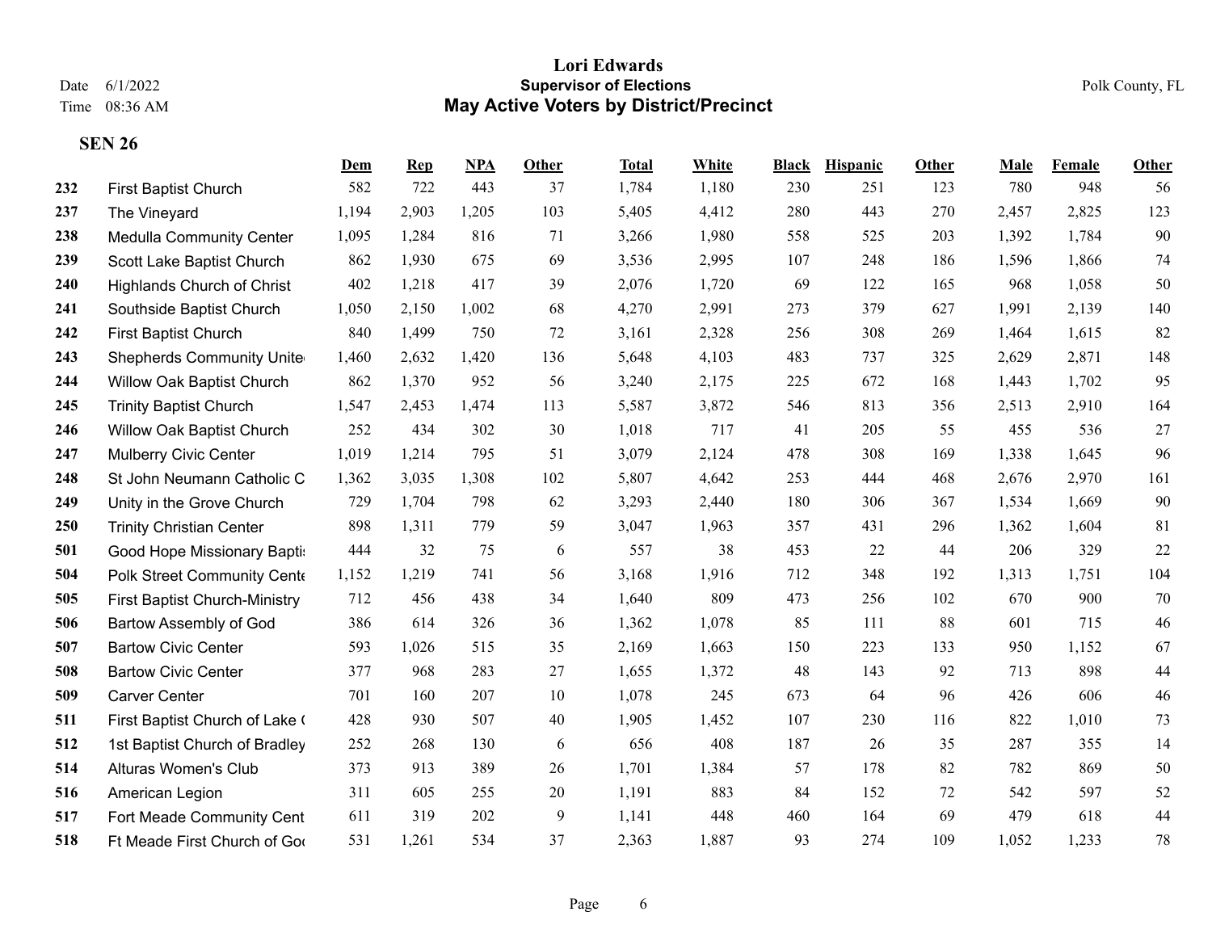Lori Edwards
Supervisor of Elections
May Active Voters by District/Precinct

Date 6/1/2022
Time 08:36 AM

Polk County, FL

**SEN 26**

| | | Dem | Rep | NPA | Other | Total | White | Black | Hispanic | Other | Male | Female | Other |
|---|---|---|---|---|---|---|---|---|---|---|---|---|---|
| 232 | First Baptist Church | 582 | 722 | 443 | 37 | 1,784 | 1,180 | 230 | 251 | 123 | 780 | 948 | 56 |
| 237 | The Vineyard | 1,194 | 2,903 | 1,205 | 103 | 5,405 | 4,412 | 280 | 443 | 270 | 2,457 | 2,825 | 123 |
| 238 | Medulla Community Center | 1,095 | 1,284 | 816 | 71 | 3,266 | 1,980 | 558 | 525 | 203 | 1,392 | 1,784 | 90 |
| 239 | Scott Lake Baptist Church | 862 | 1,930 | 675 | 69 | 3,536 | 2,995 | 107 | 248 | 186 | 1,596 | 1,866 | 74 |
| 240 | Highlands Church of Christ | 402 | 1,218 | 417 | 39 | 2,076 | 1,720 | 69 | 122 | 165 | 968 | 1,058 | 50 |
| 241 | Southside Baptist Church | 1,050 | 2,150 | 1,002 | 68 | 4,270 | 2,991 | 273 | 379 | 627 | 1,991 | 2,139 | 140 |
| 242 | First Baptist Church | 840 | 1,499 | 750 | 72 | 3,161 | 2,328 | 256 | 308 | 269 | 1,464 | 1,615 | 82 |
| 243 | Shepherds Community Unite | 1,460 | 2,632 | 1,420 | 136 | 5,648 | 4,103 | 483 | 737 | 325 | 2,629 | 2,871 | 148 |
| 244 | Willow Oak Baptist Church | 862 | 1,370 | 952 | 56 | 3,240 | 2,175 | 225 | 672 | 168 | 1,443 | 1,702 | 95 |
| 245 | Trinity Baptist Church | 1,547 | 2,453 | 1,474 | 113 | 5,587 | 3,872 | 546 | 813 | 356 | 2,513 | 2,910 | 164 |
| 246 | Willow Oak Baptist Church | 252 | 434 | 302 | 30 | 1,018 | 717 | 41 | 205 | 55 | 455 | 536 | 27 |
| 247 | Mulberry Civic Center | 1,019 | 1,214 | 795 | 51 | 3,079 | 2,124 | 478 | 308 | 169 | 1,338 | 1,645 | 96 |
| 248 | St John Neumann Catholic C | 1,362 | 3,035 | 1,308 | 102 | 5,807 | 4,642 | 253 | 444 | 468 | 2,676 | 2,970 | 161 |
| 249 | Unity in the Grove Church | 729 | 1,704 | 798 | 62 | 3,293 | 2,440 | 180 | 306 | 367 | 1,534 | 1,669 | 90 |
| 250 | Trinity Christian Center | 898 | 1,311 | 779 | 59 | 3,047 | 1,963 | 357 | 431 | 296 | 1,362 | 1,604 | 81 |
| 501 | Good Hope Missionary Baptis | 444 | 32 | 75 | 6 | 557 | 38 | 453 | 22 | 44 | 206 | 329 | 22 |
| 504 | Polk Street Community Cente | 1,152 | 1,219 | 741 | 56 | 3,168 | 1,916 | 712 | 348 | 192 | 1,313 | 1,751 | 104 |
| 505 | First Baptist Church-Ministry | 712 | 456 | 438 | 34 | 1,640 | 809 | 473 | 256 | 102 | 670 | 900 | 70 |
| 506 | Bartow Assembly of God | 386 | 614 | 326 | 36 | 1,362 | 1,078 | 85 | 111 | 88 | 601 | 715 | 46 |
| 507 | Bartow Civic Center | 593 | 1,026 | 515 | 35 | 2,169 | 1,663 | 150 | 223 | 133 | 950 | 1,152 | 67 |
| 508 | Bartow Civic Center | 377 | 968 | 283 | 27 | 1,655 | 1,372 | 48 | 143 | 92 | 713 | 898 | 44 |
| 509 | Carver Center | 701 | 160 | 207 | 10 | 1,078 | 245 | 673 | 64 | 96 | 426 | 606 | 46 |
| 511 | First Baptist Church of Lake ( | 428 | 930 | 507 | 40 | 1,905 | 1,452 | 107 | 230 | 116 | 822 | 1,010 | 73 |
| 512 | 1st Baptist Church of Bradley | 252 | 268 | 130 | 6 | 656 | 408 | 187 | 26 | 35 | 287 | 355 | 14 |
| 514 | Alturas Women's Club | 373 | 913 | 389 | 26 | 1,701 | 1,384 | 57 | 178 | 82 | 782 | 869 | 50 |
| 516 | American Legion | 311 | 605 | 255 | 20 | 1,191 | 883 | 84 | 152 | 72 | 542 | 597 | 52 |
| 517 | Fort Meade Community Cent | 611 | 319 | 202 | 9 | 1,141 | 448 | 460 | 164 | 69 | 479 | 618 | 44 |
| 518 | Ft Meade First Church of Goo | 531 | 1,261 | 534 | 37 | 2,363 | 1,887 | 93 | 274 | 109 | 1,052 | 1,233 | 78 |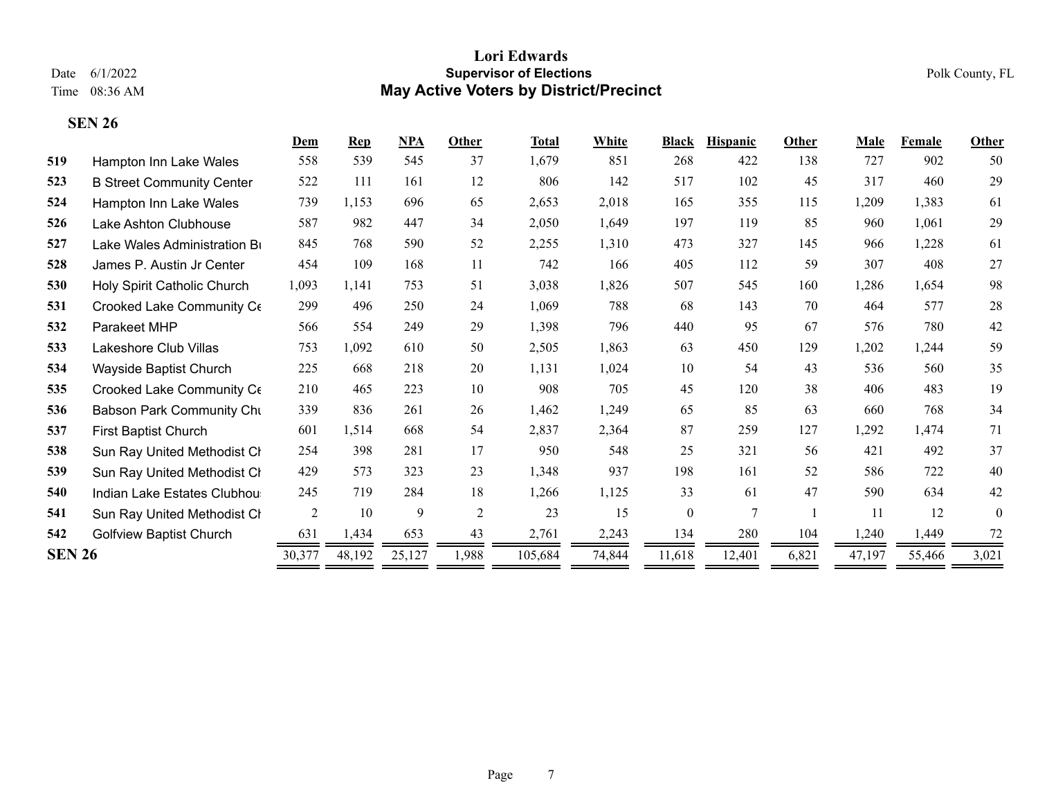**Lori Edwards**
**Supervisor of Elections**
**May Active Voters by District/Precinct**

Date 6/1/2022
Time 08:36 AM

Polk County, FL

### SEN 26

| | | Dem | Rep | NPA | Other | Total | White | Black | Hispanic | Other | Male | Female | Other |
|---|---|---|---|---|---|---|---|---|---|---|---|---|---|
| 519 | Hampton Inn Lake Wales | 558 | 539 | 545 | 37 | 1,679 | 851 | 268 | 422 | 138 | 727 | 902 | 50 |
| 523 | B Street Community Center | 522 | 111 | 161 | 12 | 806 | 142 | 517 | 102 | 45 | 317 | 460 | 29 |
| 524 | Hampton Inn Lake Wales | 739 | 1,153 | 696 | 65 | 2,653 | 2,018 | 165 | 355 | 115 | 1,209 | 1,383 | 61 |
| 526 | Lake Ashton Clubhouse | 587 | 982 | 447 | 34 | 2,050 | 1,649 | 197 | 119 | 85 | 960 | 1,061 | 29 |
| 527 | Lake Wales Administration Bu | 845 | 768 | 590 | 52 | 2,255 | 1,310 | 473 | 327 | 145 | 966 | 1,228 | 61 |
| 528 | James P. Austin Jr Center | 454 | 109 | 168 | 11 | 742 | 166 | 405 | 112 | 59 | 307 | 408 | 27 |
| 530 | Holy Spirit Catholic Church | 1,093 | 1,141 | 753 | 51 | 3,038 | 1,826 | 507 | 545 | 160 | 1,286 | 1,654 | 98 |
| 531 | Crooked Lake Community Ce | 299 | 496 | 250 | 24 | 1,069 | 788 | 68 | 143 | 70 | 464 | 577 | 28 |
| 532 | Parakeet MHP | 566 | 554 | 249 | 29 | 1,398 | 796 | 440 | 95 | 67 | 576 | 780 | 42 |
| 533 | Lakeshore Club Villas | 753 | 1,092 | 610 | 50 | 2,505 | 1,863 | 63 | 450 | 129 | 1,202 | 1,244 | 59 |
| 534 | Wayside Baptist Church | 225 | 668 | 218 | 20 | 1,131 | 1,024 | 10 | 54 | 43 | 536 | 560 | 35 |
| 535 | Crooked Lake Community Ce | 210 | 465 | 223 | 10 | 908 | 705 | 45 | 120 | 38 | 406 | 483 | 19 |
| 536 | Babson Park Community Chu | 339 | 836 | 261 | 26 | 1,462 | 1,249 | 65 | 85 | 63 | 660 | 768 | 34 |
| 537 | First Baptist Church | 601 | 1,514 | 668 | 54 | 2,837 | 2,364 | 87 | 259 | 127 | 1,292 | 1,474 | 71 |
| 538 | Sun Ray United Methodist Ch | 254 | 398 | 281 | 17 | 950 | 548 | 25 | 321 | 56 | 421 | 492 | 37 |
| 539 | Sun Ray United Methodist Ch | 429 | 573 | 323 | 23 | 1,348 | 937 | 198 | 161 | 52 | 586 | 722 | 40 |
| 540 | Indian Lake Estates Clubhou | 245 | 719 | 284 | 18 | 1,266 | 1,125 | 33 | 61 | 47 | 590 | 634 | 42 |
| 541 | Sun Ray United Methodist Ch | 2 | 10 | 9 | 2 | 23 | 15 | 0 | 7 | 1 | 11 | 12 | 0 |
| 542 | Golfview Baptist Church | 631 | 1,434 | 653 | 43 | 2,761 | 2,243 | 134 | 280 | 104 | 1,240 | 1,449 | 72 |
| **SEN 26** | | 30,377 | 48,192 | 25,127 | 1,988 | 105,684 | 74,844 | 11,618 | 12,401 | 6,821 | 47,197 | 55,466 | 3,021 |